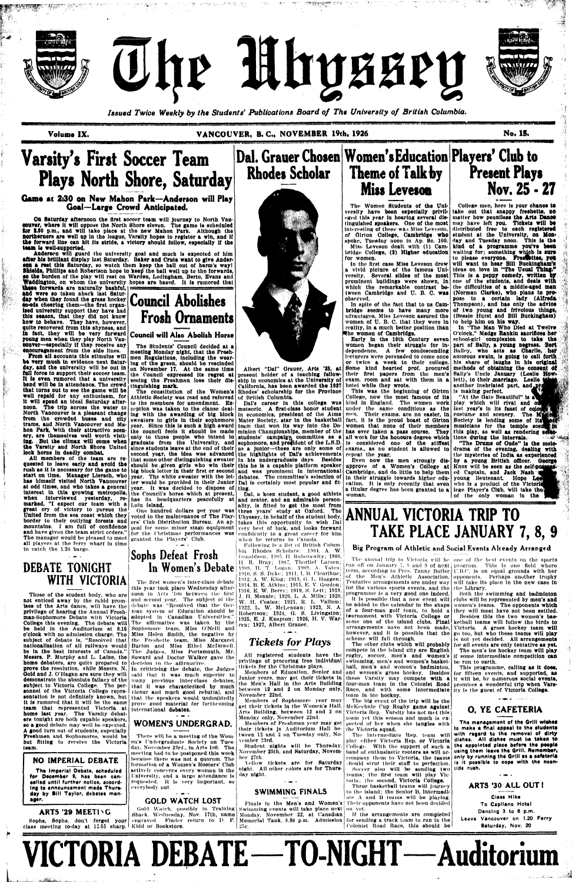# The Ubyssey

*Issued Twice Weekly by the Students' Publications Board of The University of British Columbia.*

Volume IX. VANCOUVER, B. C., NOVEMBER 19th, 1926 No. 15.

## Varsity's First Soccer Team Plays North Shore, Saturday

### Game at 2:30 on New Mahon Park—Anderson will Play Goal—Large Crowd Anticipated.

On Saturday afternoon the first soccer team will journey to North Vancouver, where it will oppose the North Shore eleven. The game is scheduled for 2.30 p.m., and will take place at the new Mahon Park. Although the northerners are well up in the league, Varsity hopes to register a win, and if the forward line can hit its stride, a victory should follow, especially if the team is well-supported.

Anderson will guard the university goal and much is expected of him after his brilliant display last Saturday. Baker and Crute want to give Anderson a rest this Saturday, so watch them keep the ball out of harm's way! Shields, Phillips and Robertson hope to keep the ball well up to the forwards, so the burden of the play will rest on Warden, Ledingham, Berto, Evans and Waddington, on whom the university hopes are based. It is rumored that these forwards are naturally bashful, and were so taken aback last Saturday when they found the grass hockey co-eds cheering them—the first organized university support they have had this season, that they did not know how to behave. They have, however, quite recovered from this shyness, and in fact, they will be very forward young men when they play North Vancouver—especially if they receive any encouragement from the side lines.

From all accounts this stimulus will be very much in evidence next Saturday, and the university will be out in full force to support their soccer team. It is even rumored that a university band will be in attendance. The crowd that turns out to see the game will be well repaid for any enthusiasm, for it will spend an ideal Saturday afternoon. The trip across the water to North Vancouver is a pleasant change from the crowded buses and city trams, and North Vancouver and Mahon Park, with their attractive scenery, are themselves well worth visiting. But the climax will come when the Varsity and North Shore United lock horns in deadly combat.

All members of the team are requested to leave early and avoid the rush as it is necessary for the game to start on time. Manager Liersch, who has himself visited North Vancouver at odd times, and who takes a general interest in this growing metropolis, when interviewed yesterday, remarked, "I expect our team with a great cry of victory to pursue the United from the sea coast which they border to their outlying forests and mountains. I am full of confidence and have given the team strict orders." The manager would be pleased to meet all players at the ferry wharf in time to catch the 1.20 barge.

## DEBATE TONIGHT WITH VICTORIA

Those of the student body, who are not enticed away by the rabid promises of the Arts dance, will have the privilege of hearing the Annual Freshman-Sophomore Debate with Victoria College this evening. The debate will be held in the Auditorium at 8.15 o'clock with no admission charge. The subject of debate is, "Resolved that nationalization of all railways would be in the best interests of Canada." Messrs. F. Murphy and L. Laine, the home debaters, are quite prepared to prove the resolution, while Messrs. N. Gold and J. O'Hagan are sure they will demonstrate the absolute fallacy of the subject to Victoria College. The personnel of the Victoria College representation is not definitely known, but it is rumored that it will be the same team that represented Victoria at home last year. The Varsity debaters tonight are both capable speakers, so a good debate may well be expected. A good turn out of students, especially Freshmen and Sophomores, would be but fitting to receive the Victoria team.

### NO IMPERIAL DEBATE

The Imperial Debate, scheduled for December 9, has been cancelled until further notice, according to announcement made Thursday by Bill Taylor, debates manager.

### ARTS '29 MEETING

Sophs, Sophs, don't forget your class meeting to-day at 12.55 sharp.

## Dal. Grauer Chosen Rhodes Scholar

Albert "Dal" Grauer, Arts '25, at present holder of a teaching fellowship in economics at the University of California, has been awarded the 1927 Rhodes' scholarship for the Province of British Columbia.

Dal's career in this college was meteoric. A first-class honor student in economics, president of the Alma Mater Society, star in the basketball team that won its way into the Dominion Championships, member of the students' campaign committee as a sophomore, and president of the L.S.D. as a junior—these are only some of the highlights of Dal's achievements in his undergraduate days. Besides this he is a capable platform speaker and was prominent in international debates. The committee's selection of Dal is certainly most popular and fitting.

Dal, a keen student, a good athlete and orator, and an admirable personality, is fitted to get the most from three years' study at Oxford. The Ubyssey, in behalf of the student body, takes this opportunity to wish Dal very best of luck, and looks forward confidently to a great career for him when he returns to Canada.

Following is a list of British Columbia Rhodes Scholars: 1904, A. W. Donaldson; 1905, H. Ruberawlty; 1906, H. R. Bray; 1907, Thorlief Larsen; 1908, H. T. Logan; 1909, A. Yates; 1910, S. S. Dyke; 1911, I. B. Clearihue; 1912, A. W. King; 1913, G. L. Haggen; 1914, B. E. Atkins; 1915, F. V. Gordon; 1916, E. W. Berry; 1919, S. Lett; 1919, J. H. Mennie; 1920, L. A. Mills; 1920, W. H. Coates; 1921, R. L. Vallum; 1922, L. W. McLennan; 1923, N. A. Robertson; 1924, G. S. Livingston; 1925, E. J. Knapton; 1926, H. V. Warren; 1927, Albert Grauer.

## Council Abolishes Frosh Ornaments

### Council will Also Abolish Horse

The Students' Council decided at a meeting Monday night, that the Freshmen Regulations, including the wearing of the green, should be rescinded on November 17. At the same time the Council expressed its regret at seeing the Freshmen lose their distinguishing mark.

The constitution of the Women's Athletic Society was read and referred to the members for amendment. Exception was taken to the clause dealing with the awarding of big block sweaters to girls in their sophomore year. Since this is such a high award the council feels it should be made only to those people who intend to graduate from the University, and since students leave at the end of their second year, the idea was advanced that some other distinguishing sweater should be given girls who win their big block letter in their first or second year. The white sweater with the letter would be provided in their Junior year. It was decided to dispose of the Council's horse which at present, has its headquarters peacefully at Lulu Island.

One hundred dollars per year was voted to the maintenance of the Players' Club Distribution Bureau. An appeal for some minor stage equipment for the Christmas performances was granted the Players' Club.

## Sophs Defeat Frosh In Women's Debate

The first women's inter-class debate this year took place Wednesday afternoon in Arts 100 between the first and second year. The subject of the debate was "Resolved that the German system of Education should be adopted in Canadian Universities." The affirmative was taken by the Sophomore team, Miss O'Neill and Miss Helen Smith, the negative by the Freshette team, Miss Margaret Burton and Miss Ethel McDowell. The Judges, Miss Portsmouth, Mr. Soward and Doctor Walker gave the decision to the affirmative.

In criticising the debate, the Judges said that it was much superior to any previous inter-class debates, that it was characterized by much vigour and much good rebuttal, and that the speakers would undoubtedly prove good material for forthcoming international debates.

### WOMEN'S UNDERGRAD.

There will be a meeting of the Women's Undergraduate Society on Tuesday, November 23rd, in Arts 100. The meeting had to be postponed this week because there was not a quorum. The formation of a Women's Rooters' Club actively concerns every woman in the University, and a large attendance is requested. It is very important, so everybody out.

### GOLD WATCH LOST

Gold Watch, possibly in Training Shack Wednesday, Nov. 17th, name engraved. Finder return to D. F. Kidd or Bookstore.

## Tickets for Plays

All registered students have the privilege of procuring free individual tickets for the Christmas plays.

Members of Education, Senior and Junior years, may get their tickets in the Men's Hall in the Arts Building between 12 and 2 on Monday only, November 22nd.

Members of Sophomore year may get their tickets in the Women's Hall, Arts Building, between 12 and 2 on Monday only, November 22nd.

Members of Freshman year may get their tickets in Auditorium Hall between 12 and 2 on Tuesday only, November 23rd.

Student nights will be Thursday, November 25th, and Saturday, November 27th.

Yellow tickets are for Saturday night. All other colors are for Thursday night.

### SWIMMING FINALS

Finals in the Men's and Women's Swimming events will take place next Monday, November 22, at Canadian Memorial Tank, 8.30 p.m. Admission 25c.

## Women's Education Theme of Talk by Miss Leveson

The Women Students of the University have been especially privileged this year in hearing several distinguished speakers. One of the most interesting of these was Miss Leveson, of Girton College, Cambridge who spoke, Tuesday noon in Ap. Sc. 100. Miss Leveson dealt with (1) Cambridge College, (2) Higher education for women.

In the first case Miss Leveson drew a vivid picture of the famous University. Several slides of the most prominent buildings were shown, in which the remarkable contrast between Cambridge and U. B. C. was observed.

In spite of the fact that to us Cambridge seems to have many more advantages, Miss Leveson assured the women of U. B. C. that they were in reality, in a much better position than the women of Cambridge.

Early in the 19th Century seven women began their struggle for independence. A few condescending lecturers were persuaded to come once or twice a week to their college. Some kind hearted prof. procured their first papers from the men's exam. room and sat with them in a hotel while they wrote.

This was the beginning of Girton College, now the most famous of its kind in England. The women work under the same conditions as the men. Their exams. are no easier, in fact, it is the proud boast of Girton women that none of their members has ever taken a pass course. They all work for the honours degree which is considered one of the stiffest exams., as no student is allowed to repeat the year.

Even now the men strongly disapprove of a Women's College at Cambridge, and do little to help them in their struggle towards higher education. It is only recently that even a titular degree has been granted to a woman.

## Players' Club to Present Plays Nov. 25 - 27

College men, here is your chance to take out that snappy freshette, no matter how penniless the Arts Dance may have left you. Tickets will be distributed free to each registered student at the University, on Monday and Tuesday noon. This is the kind of a programme you've been waiting for; something which is sure to please everyone. Freshettes, you will want to hear Bill Buckingham's ideas on love in "The Usual Thing." This is a peppy comedy, written by one of the students, and deals with the difficulties of a middle-aged man (Norman Clarke), who plans to propose to a certain lady (Alfreda Thompson), and has only the advice of two young and frivolous things, (Bessie Hurst and Bill Buckingham) to help him on his way.

In "The Man Who Died at Twelve O'clock," Madge Rankin sacrifices her school-girl complexion to take the part of Sally, a young negress. Bert Bailey, who acts as Charlie, her amorous swain, is going to call forth his share of laughs in his original methods of obtaining the consent of Sally's Uncle January (Leslie Howlett), to their marriage. Leslie is another ineffaced part, and he is making perfect.

"At the Gate Beautiful" is a play which will fill the eye and ear of last year's in its feast of colour, costume and scenery. The Musical Society is lending some of its musicians for the temple scene in this play, as well as rendering selections during the intervals.

"The Drums of Oude" is the melodrama of the evening, dealing with the mysteries of India as experienced by a young British officer. George Knox will be seen as the self-possessed Captain, and Jack Nash as a young lieutenant. Hope Leeson, who is a product of the Victoria College Player's Club, will take the part of the only woman in the

## ANNUAL VICTORIA TRIP TO TAKE PLACE JANUARY 7, 8, 9

### Big Program of Athletic and Social Events Already Arranged

The annual trip to Victoria will be run off on January 7, 8 and 9 of next term, according to Pres. Tanny Butler of the Men's Athletic Association. Tentative arrangements are under way for the various sports events, and the programme is a very good one indeed. It is possible that a new event will be added to the calendar in the shape of a four-man golf team, to hold a tournament with Victoria College or some one of the island clubs. Final arrangements have not been made, however, and it is possible that the scheme will fall through.

The other clubs which will probably compete in the island city are English rugby, soccer, men's and women's swimming, men's and women's basketball, men's and women's badminton, and women's grass hockey. Besides these Varsity may compete with a four-man team in the Colonist Road Race, and with some Intermediate team in ice hockey.

The big event of the trip will be the McKechnie Cup Rugby game against Victoria Rep. Varsity has not met this team yet this season and much is expected of her when she tangles with the Victoria squad.

The Intermediate Rep. team will play either Victoria Rep. or Victoria College. With the support of such a band of enthusiastic rooters as will accompany them to Victoria, the teams should strut their stuff to perfection. Soccer also will be sending two teams; the first team will play Victoria, the second, Victoria College.

Three basketball teams will journey to the island; the Senior B, Intermediate A and B teams will be playing. Their opponents have not been decided on yet.

If the arrangements are completed for sending a track team to run in the Colonist Road Race, this should be one of the best events on the sports program. This is one field where U.B.C. is on equal grounds with her opponents. Perhaps another trophy will take its place in the case in the Library.

Both the swimming and badminton clubs will be represented by men's and women's teams. The opponents which they will meet have not been settled. Besides this the two women's basketball teams will follow the birds to Victoria. A grass hockey team will go too, but who these teams will play is not yet decided. All arrangements for all events are only tentative as yet.

The men's ice hockey team will play if some intermediate competition can be run to earth.

This programme, calling as it does, for fifteen events, and supported, as it will be, by numerous social events, promises a wonderful trip when Varsity is the guest of Victoria College.

### O, YE CAFETERIA

The management of the Grill wishes to make a final appeal to the students with regard to the removal of dirty dishes. All dishes must be taken to the appointed place before the people using them leave the Grill. Remember, only by running the Grill as a cafeteria is it possible to cope with the noon-tide rush.

### ARTS '30 ALL OUT!

Class Hike
To Capilano Hotel
Dancing 3 to 8 p.m.
Leave Vancouver on 1.20 Ferry
Saturday, Nov. 20

# VICTORIA DEBATE—TO-NIGHT—Auditorium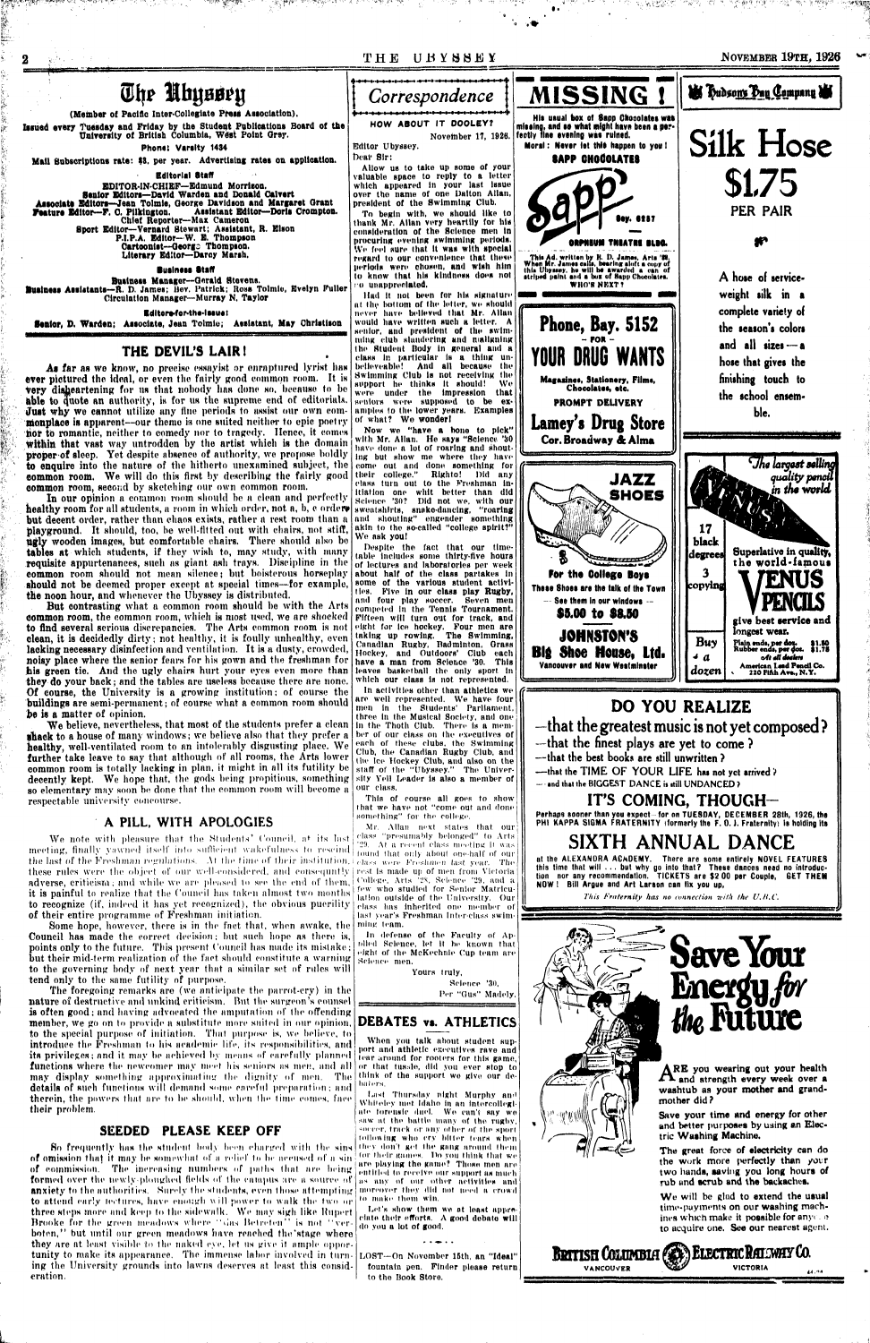# The Ubyssey

(Member of Pacific Inter-Collegiate Press Association).

Issued every Tuesday and Friday by the Student Publications Board of the University of British Columbia, West Point Grey.

Phone: Varsity 1434

Mail Subscriptions rate: $3. per year. Advertising rates on application.

**Editorial Staff**

EDITOR-IN-CHIEF—Edmund Morrison.
Senior Editors—David Warden and Donald Calvert
Associate Editors—Jean Tolmie, George Davidson and Margaret Grant
Feature Editor—F. C. Pilkington. Assistant Editor—Doris Crompton.
Chief Reporter—Max Cameron
Sport Editor—Vernard Stewart; Assistant, R. Elson
P.I.P.A. Editor—W. E. Thompson
Cartoonist—George Thompson.
Literary Editor—Darcy Marsh.

**Business Staff**

Business Manager—Gerald Stevens.
Business Assistants—R. D. James; Bev. Patrick; Ross Tolmie, Evelyn Fuller
Circulation Manager—Murray N. Taylor

**Editors-for-the-issue:**

Senior, D. Warden; Associate, Jean Tolmie; Assistant, May Christison

## THE DEVIL'S LAIR!

As far as we know, no precise essayist or enraptured lyrist has ever pictured the ideal, or even the fairly good common room. It is very disheartening for us that nobody has done so, because to be able to quote an authority, is for us the supreme end of editorials. Just why we cannot utilize any fine periods to assist our own commonplace is apparent—our theme is one suited neither to epic poetry nor to romantic, neither to comedy nor to tragedy. Hence, it comes within that vast way untrodden by the artist which is the domain proper of sleep. Yet despite absence of authority, we propose boldly to enquire into the nature of the hitherto unexamined subject, the common room. We will do this first by describing the fairly good common room, second by sketching our own common room.

In our opinion a common room should be a clean and perfectly healthy room for all students, a room in which order, not a, b, c order but decent order, rather than chaos exists, rather a rest room than a playground. It should, too, be well-fitted out with chairs, not stiff, ugly wooden images, but comfortable chairs. There should also be tables at which students, if they wish to, may study, with many requisite appurtenances, such as giant ash trays. Discipline in the common room should not mean silence; but boisterous horseplay should not be deemed proper except at special times—for example, the noon hour, and whenever the Ubyssey is distributed.

But contrasting what a common room should be with the Arts common room, the common room, which is most used, we are shocked to find several serious discrepancies. The Arts common room is not clean, it is decidedly dirty; not healthy, it is foully unhealthy, even lacking necessary disinfection and ventilation. It is a dusty, crowded, noisy place where the senior fears for his gown and the freshman for his green tie. And the ugly chairs hurt your eyes even more than they do your back; and the tables are useless because there are none. Of course, the University is a growing institution; of course the buildings are semi-permanent; of course what a common room should be is a matter of opinion.

We believe, nevertheless, that most of the students prefer a clean shack to a house of many windows; we believe also that they prefer a healthy, well-ventilated room to an intolerably disgusting place. We further take leave to say that although of all rooms, the Arts lower common room is totally lacking in plan, it might in all its futility be decently kept. We hope that, the gods being propitious, something so elementary may soon be done that the common room will become a respectable university concourse.

## A PILL, WITH APOLOGIES

We note with pleasure that the Students' Council, at its last meeting, finally yawned itself into sufficient wakefulness to rescind the last of the Freshman regulations. At the time of their institution, these rules were the object of our well-considered, and consequently adverse, criticism; and while we are pleased to see the end of them, it is painful to realize that the Council has taken almost two months to recognize (if, indeed it has yet recognized), the obvious puerility of their entire programme of Freshman initiation.

Some hope, however, there is in the fact that, when awake, the Council has made the correct decision; but such hope as there is, points only to the future. This present Council has made its mistake; but their mid-term realization of the fact should constitute a warning to the governing body of next year that a similar set of rules will tend only to the same futility of purpose.

The foregoing remarks are (we anticipate the parrot-cry) in the nature of destructive and unkind criticism. But the surgeon's counsel is often good; and having advocated the amputation of the offending member, we go on to provide a substitute more suited in our opinion, to the special purpose of initiation. That purpose is, we believe, to introduce the Freshman to his academic life, its responsibilities, and its privileges; and it may be achieved by means of carefully planned functions where the newcomer may meet his seniors as men, and all may display something approximating the dignity of men. The details of such functions will demand some careful preparation; and therein, the powers that are to be should, when the time comes, face their problem.

## SEEDED PLEASE KEEP OFF

So frequently has the student body been charged with the sins of omission that it may be somewhat of a relief to be accused of a sin of commission. The increasing numbers of paths that are being formed over the newly ploughed fields of the campus are a source of anxiety to the authorities. Surely the students, even those attempting to attend early lectures, have enough will power to walk the two or three steps more and keep to the sidewalk. We may sigh like Rupert Brooke for the green meadows where "Gras Betreten" is not "verboten," but until our green meadows have reached the stage where they are at least visible to the naked eye, let us give it ample opportunity to make its appearance. The immense labor involved in turning the University grounds into lawns deserves at least this consideration.

## Correspondence

### HOW ABOUT IT DOOLEY?

November 17, 1926.

Editor Ubyssey.
Dear Sir:

Allow us to take up some of your valuable space to reply to a letter which appeared in your last issue over the name of one Dalton Allan, president of the Swimming Club.

To begin with, we should like to thank Mr. Allan very heartily for his consideration of the Science men in procuring evening swimming periods. We feel sure that it was with special regard to our convenience that these periods were chosen, and wish him to know that his kindness does not go unappreciated.

Had it not been for his signature at the bottom of the letter, we should never have believed that Mr. Allan would have written such a letter. A senior, and president of the swimming club slandering and maligning the Student Body in general and a class in particular is a thing unbelievable! And all because the Swimming Club is not receiving the support he thinks it should! We were under the impression that seniors were supposed to be examples to the lower years. Examples of what? We wonder!

Now we "have a bone to pick" with Mr. Allan. He says "Science '30 have done a lot of roaring and shouting but show me where they have come out and done something for their college." Righto! Did any class turn out to the Freshman Initiation one whit better than did Science '30? Did not we, with our sweatshirts, snake-dancing, "roaring and shouting" engender something akin to the so-called "college spirit?" We ask you!

Despite the fact that our timetable includes some thirty-five hours of lectures and laboratories per week about half of the class partakes in some of the various student activities. Five in our class play Rugby, and four play soccer. Seven men competed in the Tennis Tournament. Fifteen will turn out for track, and eight for ice hockey. Four men are taking up rowing. The Swimming, Canadian Rugby, Badminton, Grass Hockey, and Outdoors' Club each have a man from Science '30. This leaves basketball the only sport in which our class is not represented.

In activities other than athletics we are well represented. We have four men in the Students' Parliament, three in the Musical Society, and one in the Math Club. There is a member of our class on the executives of each of these clubs, the Swimming Club, the Canadian Rugby Club, and the Ice Hockey Club, and also on the staff of the "Ubyssey." The University Yell Leader is also a member of our class.

This of course all goes to show that we have not "come out and done something" for the college.

Mr. Allan next states that our class "presumably belonged" to Arts '29. At a recent class meeting it was found that only about one-half of our class were Freshmen last year. The rest is made up of men from Victoria College, Arts '28, Science '29, and a few who studied for Senior Matriculation outside of the University. Our class has inherited one member of last year's Freshman inter-class swimming team.

In defense of the Faculty of Applied Science, let it be known that eight of the McKechnie Cup team are Science men.

Yours truly,
Science '30,
Per "Gus" Madely.

## DEBATES vs. ATHLETICS

When you talk about student support and athletic executives rave and tear around for rooters for this game, or that tussle, did you ever stop to think of the support we give our debaters.

Last Thursday night Murphy and Whiteley met Idaho in an intercollegiate forensic duel. We can't say we saw at the battle many of the rugby, soccer, track or any other of the sport following who cry bitter tears when they don't get the gang around them for their games. Do you think that we are playing the game? These men are entitled to receive our support as much as any of our other activities and moreover they did not need a crowd to make them win.

Let's show them we at least appreciate their efforts. A good debate will do you a lot of good.

LOST—On November 15th, an "Ideal" fountain pen. Finder please return to the Book Store.

## MISSING!

His usual box of Sapp Chocolates was missing, and so what might have been a perfectly fine evening was ruined.

Moral: Never let this happen to you!

SAPP CHOCOLATES

Sapp — Sey. 6287 — ORPHEUM THEATRE BLDG.

This Ad. written by R. D. James, Arts '28. When Mr. James calls, bearing aloft a copy of this Ubyssey, he will be awarded a can of striped paint and a box of Sapp Chocolates. WHO'S NEXT?

**Phone, Bay. 5152**
— FOR —
**YOUR DRUG WANTS**
Magazines, Stationery, Films, Chocolates, etc.
PROMPT DELIVERY
**Lamey's Drug Store**
Cor. Broadway & Alma

**JAZZ SHOES**
For the College Boys
These Shoes are the talk of the Town
— See them in our windows —
**$5.00 to $8.50**
**JOHNSTON'S Big Shoe House, Ltd.**
Vancouver and New Westminster

**Hudson's Bay Company**

**Silk Hose**
**$1.75**
PER PAIR

A hose of service-weight silk in a complete variety of the season's colors and all sizes — a hose that gives the finishing touch to the school ensemble.

The largest selling quality pencil in the world

17 black degrees 3 copying

Superlative in quality, the world-famous VENUS PENCILS give best service and longest wear.

Buy a dozen

Plain ends, per doz. $1.00
Rubber ends, per doz. $1.20
at all dealers
American Lead Pencil Co. 220 Fifth Ave., N.Y.

## DO YOU REALIZE

—that the greatest music is not yet composed?
—that the finest plays are yet to come?
—that the best books are still unwritten?
—that the TIME OF YOUR LIFE has not yet arrived?
— and that the BIGGEST DANCE is still UNDANCED?

## IT'S COMING, THOUGH—

Perhaps sooner than you expect—for on TUESDAY, DECEMBER 28th, 1926, the PHI KAPPA SIGMA FRATERNITY (formerly the F. O. I. Fraternity) is holding its

## SIXTH ANNUAL DANCE

at the ALEXANDRA ACADEMY. There are some entirely NOVEL FEATURES this time that will . . . but why go into that? These dances need no introduction nor any recommendation. TICKETS are $2.00 per Couple. GET THEM NOW! Bill Argue and Art Larson can fix you up.

*This Fraternity has no connection with the U.B.C.*

## Save Your Energy for the Future

ARE you wearing out your health and strength every week over a washtub as your mother and grandmother did?

Save your time and energy for other and better purposes by using an Electric Washing Machine.

The great force of electricity can do the work more perfectly than your two hands, saving you long hours of rub and scrub and the backaches.

We will be glad to extend the usual time-payments on our washing machines which make it possible for anyone to acquire one. See our nearest agent.

BRITISH COLUMBIA ELECTRIC RAILWAY CO.
VANCOUVER — VICTORIA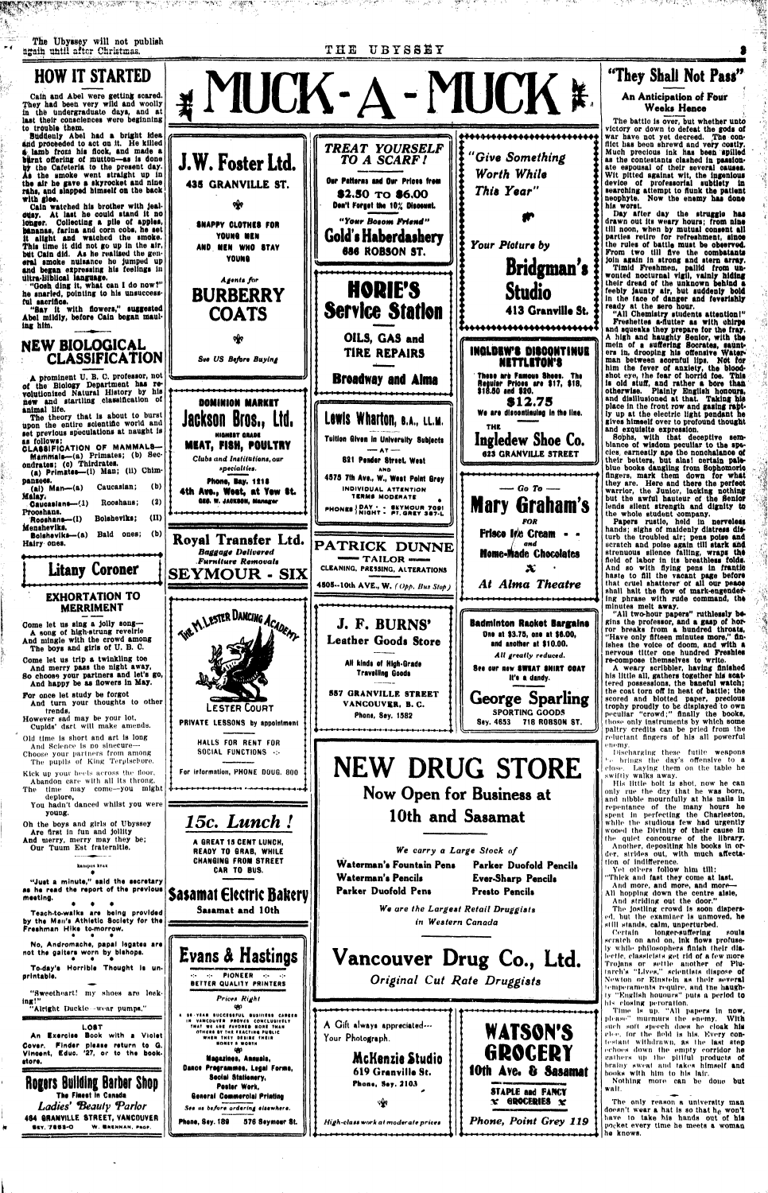The Ubyssey will not publish again until after Christmas.

# HOW IT STARTED

Cain and Abel were getting scared. They had been very wild and woolly in the undergraduate days, and at last their consciences were beginning to trouble them.

Suddenly Abel had a bright idea and proceeded to act on it. He killed a lamb from his flock, and made a burnt offering of mutton—as is done by the Cafeteria to the present day. As the smoke went straight up in the air he gave a skyrocket and nine rahs, and slapped himself on the back with glee.

Cain watched his brother with jealousy. At last he could stand it no longer. Collecting a pile of apples, bananas, farina and corn cobs, he set it alight and watched the smoke. This time it did not go up in the air, but Cain did. As he realized the general smoke nuisance he jumped up and began expressing his feelings in ultra-biblical language.

"Gosh ding it, what can I do now?" he snarled, pointing to his unsuccessful sacrifice.

"Say it with flowers," suggested Abel mildly, before Cain began mauling him.

# NEW BIOLOGICAL CLASSIFICATION

A prominent U. B. C. professor, not of the Biology Department has revolutionised Natural History by his new and startling classification of animal life.

The theory that is about to burst upon the entire scientific world and set previous speculations at naught is as follows:

CLASSIFICATION OF MAMMALS—
Mammals—(a) Primates; (b) Secondrates; (c) Thirdrates.
(a) Primates—(I) Man; (II) Chimpanzees.
(aI) Man—(a) Caucasian; (b) Malay.
Caucasians—(1) Rooshans; (2) Prooshans.
Rooshans—(I) Bolsheviks; (II) Menshevik.
Bolsheviks—(a) Bald ones; (b) Hairy ones.

# Litany Coroner

## EXHORTATION TO MERRIMENT

Come let us sing a jolly song—
A song of high-strung revelrie
And mingle with the crowd among
The boys and girls of U. B. C.

Come let us trip a twinkling toe
And merry pass the night away,
So choose your partners and let's go,
And happy be as flowers in May.

For once let study be forgot
And turn your thoughts to other trends,
However sad may be your lot,
Cupids' dart will make amends.

Old time is short and art is long
And Science is no sinecure—
Choose your partners from among
The pupils of King Terpischore.

Kick up your heels across the floor,
Abandon care with all its throng,
The time may come—you might deplore,
You hadn't danced whilst you were young.

Oh the boys and girls of Ubyssey
Are first in fun and jollity
And merry, merry may they be;
Our Tuum Est fraternitie.

Sanquo Brax

"Just a minute," said the secretary as he read the report of the previous meeting.

Teach-to-walks are being provided by the Men's Athletic Society for the Freshman Hike to-morrow.

No, Andromache, papal legates are not the gaiters worn by bishops.

To-day's Horrible Thought is unprintable.

"Sweetheart! my shoes are leaking!"
"Alright Duckie—wear pumps."

**LOST**
An Exercise Book with a Violet Cover. Finder please return to G. Vincent, Educ. '27, or to the book-store.

**Rogers Building Barber Shop**
The Finest in Canada
*Ladies' Beauty Parlor*
464 GRANVILLE STREET, VANCOUVER
Sey. 7853-O W. BRENNAN, PROP.

# MUCK-A-MUCK

**J.W. Foster Ltd.**
435 GRANVILLE ST.
SNAPPY CLOTHES FOR YOUNG MEN AND MEN WHO STAY YOUNG
Agents for
**BURBERRY COATS**
See US Before Buying

**DOMINION MARKET**
**Jackson Bros., Ltd.**
HIGHEST GRADE
MEAT, FISH, POULTRY
Clubs and Institutions, our specialties.
Phone, Bay. 1215
4th Ave., West, at Yew St.
GEO. W. JACKSON, Manager

**Royal Transfer Ltd.**
Baggage Delivered
Furniture Removals
**SEYMOUR - SIX**

**THE M. LESTER DANCING ACADEMY**
LESTER COURT
PRIVATE LESSONS by appointment
HALLS FOR RENT FOR SOCIAL FUNCTIONS
For information, PHONE DOUG. 800

*TREAT YOURSELF TO A SCARF!*
Our Patterns and Our Prices from
**$2.50 TO $6.00**
Don't Forget the 10% Discount.
*"Your Bosom Friend"*
**Gold's Haberdashery**
686 ROBSON ST.

**HORIE'S Service Station**
OILS, GAS and TIRE REPAIRS
**Broadway and Alma**

**Lewis Wharton, B.A., LL.M.**
Tuition Given in University Subjects
—AT—
821 Pender Street, West
AND
4575 7th Ave., W., West Point Grey
INDIVIDUAL ATTENTION
TERMS MODERATE
PHONES { DAY - - SEYMOUR 7091 / NIGHT - PT. GREY 387-L

**PATRICK DUNNE**
— TAILOR —
CLEANING, PRESSING, ALTERATIONS
4505—10th AVE., W. (Opp. Bus Stop)

*"Give Something Worth While This Year"*
Your Picture by
**Bridgman's Studio**
413 Granville St.

**INGLEDEW'S DISCONTINUE NETTLETON'S**
These are Famous Shoes. The Regular Prices are $17, $18, $18.50 and $20.
**$12.75**
We are discontinuing in the line.
THE
**Ingledew Shoe Co.**
623 GRANVILLE STREET

— Go To —
**Mary Graham's**
FOR
Frisco Ice Cream - - and Home-Made Chocolates
**At Alma Theatre**

**J. F. BURNS'**
**Leather Goods Store**
All kinds of High-Grade Travelling Goods
557 GRANVILLE STREET
VANCOUVER, B. C.
Phone, Sey. 1582

**Badminton Racket Bargains**
One at $3.75, one at $6.00, and another at $10.00.
All greatly reduced.
See our new SWEAT SHIRT COAT
It's a dandy.
**George Sparling**
SPORTING GOODS
Sey. 4653 718 ROBSON ST.

*15c. Lunch!*
A GREAT 15 CENT LUNCH, READY TO GRAB, WHILE CHANGING FROM STREET CAR TO BUS.
**Sasamat Electric Bakery**
Sasamat and 10th

**Evans & Hastings**
PIONEER
BETTER QUALITY PRINTERS
Prices Right
A 35-YEAR SUCCESSFUL BUSINESS CAREER IN VANCOUVER PROVES CONCLUSIVELY THAT WE ARE FAVORED MORE THAN OTHERS BY THE EXACTING PUBLIC WHEN THEY DESIRE THEIR MONEY'S WORTH
Magazines, Annuals, Dance Programmes, Legal Forms, Social Stationery, Poster Work, General Commercial Printing
See us before ordering elsewhere.
Phone, Sey. 189 576 Seymour St.

# NEW DRUG STORE
## Now Open for Business at 10th and Sasamat

*We carry a Large Stock of*

| | |
|---|---|
| Waterman's Fountain Pens | Parker Duofold Pencils |
| Waterman's Pencils | Ever-Sharp Pencils |
| Parker Duofold Pens | Presto Pencils |

*We are the Largest Retail Druggists in Western Canada*

**Vancouver Drug Co., Ltd.**
*Original Cut Rate Druggists*

A Gift always appreciated—
Your Photograph.
**McKenzie Studio**
619 Granville St.
Phone, Sey. 2103
High-class work at moderate prices

**WATSON'S GROCERY**
10th Ave. & Sasamat
STAPLE and FANCY GROCERIES
*Phone, Point Grey 119*

# "They Shall Not Pass"

## An Anticipation of Four Weeks Hence

The battle is over, but whether unto victory or down to defeat the gods of war have not yet decreed. The conflict has been shrewd and very costly. Much precious ink has been spilled as the contestants clashed in passionate espousal of their several causes. Wit pitted against wit, the ingenious device of professorial subtlety in searching attempt to flunk the patient neophyte. Now the enemy has done his worst.

Day after day the struggle has drawn out its weary hours; from nine till noon, when by mutual consent all parties retire for refreshment, since the rules of battle must be observed. From two till five the combatants join again in strong and stern array.

Timid Freshmen, pallid from unwonted nocturnal vigil, vainly hiding their dread of the unknown behind a feebly jaunty air, but suddenly bold in the face of danger and feverishly ready at the zero hour.

"All Chemistry students attention!" Freshettes a-flutter as with chirps and squeaks they prepare for the fray. A high and haughty Senior, with the mein of a suffering Socrates, saunters in, drooping his offensive Waterman between scornful lips. Not for him the fever of anxiety, the bloodshot eye, the fear of horrid foe. This is old stuff, and rather a bore than otherwise. Plainly English honours, and disillusioned at that. Taking his place in the front row and gazing raptly up at the electric light pendant he gives himself over to profound thought and exquisite expression.

Sophs, with that deceptive semblance of wisdom peculiar to the species, earnestly ape the nonchalance of their betters, but alas! certain paleblue books dangling from Sophomoric fingers, mark them down for what they are. Here and there the perfect warrior, the Junior, lacking nothing but the awful hauteur of the Senior lends silent strength and dignity to the whole student company.

Papers rustle, held in nerveless hands; sighs of maidenly distress disturb the troubled air; pens poise and scratch and poise again till stark and strenuous silence falling, wraps the field of labor in its breathless folds. And so with flying pens in frantic haste to fill the vacant page before that cruel shatterer of all our peace shall halt the flow of mark-engendering phrase with rude command, the minutes melt away.

"All two-hour papers" ruthlessly begins the professor, and a gasp of horror breaks from a hundred throats, "Have only fifteen minutes more," finishes the voice of doom, and with a nervous titter one hundred Freshies re-compose themselves to write.

A weary scribbler, having finished his little all, gathers together his scattered possessions, the baneful watch; the coat torn off in heat of battle; the scored and blotted paper, precious trophy proudly to be displayed to own peculiar "crowd;" finally the books, those only instruments by which some paltry credits can be pried from the reluctant fingers of his all powerful enemy.

Discharging these futile weapons he brings the day's offensive to a close. Laying them on the table he swiftly walks away.

His little bolt is shot, now he can only rue the day that he was born, and nibble mournfully at his nails in repentance of the many hours he spent in perfecting the Charleston, while the studious few had urgently wooed the Divinity of their cause in the quiet concourse of the library.

Another, depositing his books in order, strides out, with much affectation of indifference.

Yet others follow him till:
"Thick and fast they come at last,
And more, and more, and more—
All hopping down the centre aisle,
And striding out the door."

The jostling crowd is soon dispersed, but the examiner is unmoved, he still stands, calm, unperturbed.

Certain longer-suffering souls scratch on and on, ink flows profusely while philosophers finish their dialectic, classicists get rid of a few more Trojans or settle another of Plutarch's "Lives," scientists dispose of Newton or Einstein as their several temperaments require, and the haughty "English honours" puts a period to his closing peroration.

Time is up. "All papers in now, please" murmurs the enemy. With such soft speech does he cloak his glee, for the field is his. Every contestant withdrawn, as the last step echoes down the empty corridor he gathers up the pitiful products of brainy sweat and takes himself and books with him to his lair.

Nothing more can be done but wait.

The only reason a university man doesn't wear a hat is so that he won't have to take his hands out of his pocket every time he meets a woman he knows.